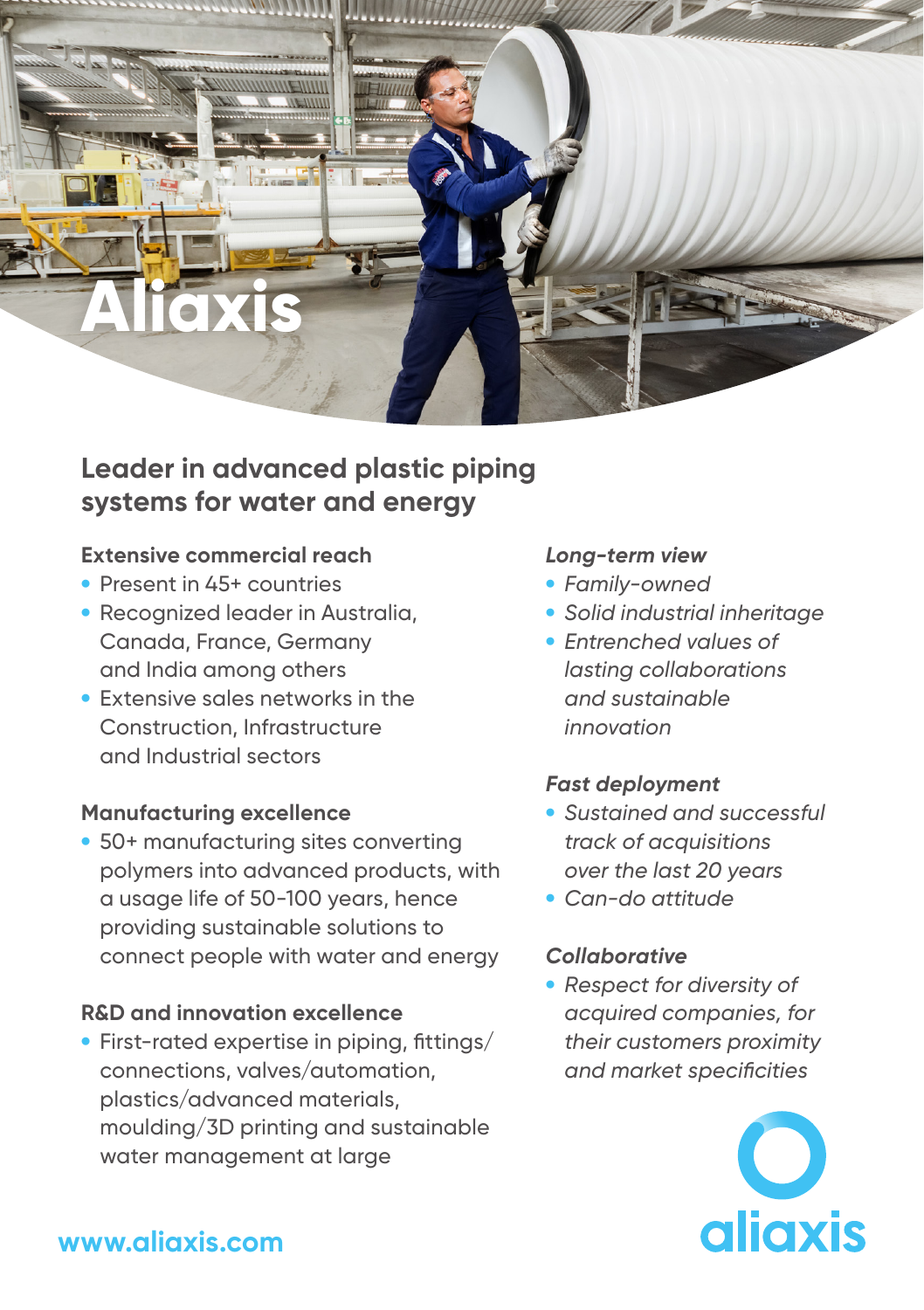# Aliaxis

## Leader in advanced plastic piping systems for water and energy

**Extensive commercial reach**

- Present in 45+ countries
- Recognized leader in Australia, Canada, France, Germany and India among others
- Extensive sales networks in the Construction, Infrastructure and Industrial sectors

**Manufacturing excellence**

- 50+ manufacturing sites converting polymers into advanced products, with a usage life of 50-100 years, hence providing sustainable solutions to connect people with water and energy

**R&D and innovation excellence**

- First-rated expertise in piping, fittings/connections, valves/automation, plastics/advanced materials, moulding/3D printing and sustainable water management at large

***Long-term view***

- *Family-owned*
- *Solid industrial inheritage*
- *Entrenched values of lasting collaborations and sustainable innovation*

***Fast deployment***

- *Sustained and successful track of acquisitions over the last 20 years*
- *Can-do attitude*

***Collaborative***

- *Respect for diversity of acquired companies, for their customers proximity and market specificities*

aliaxis

www.aliaxis.com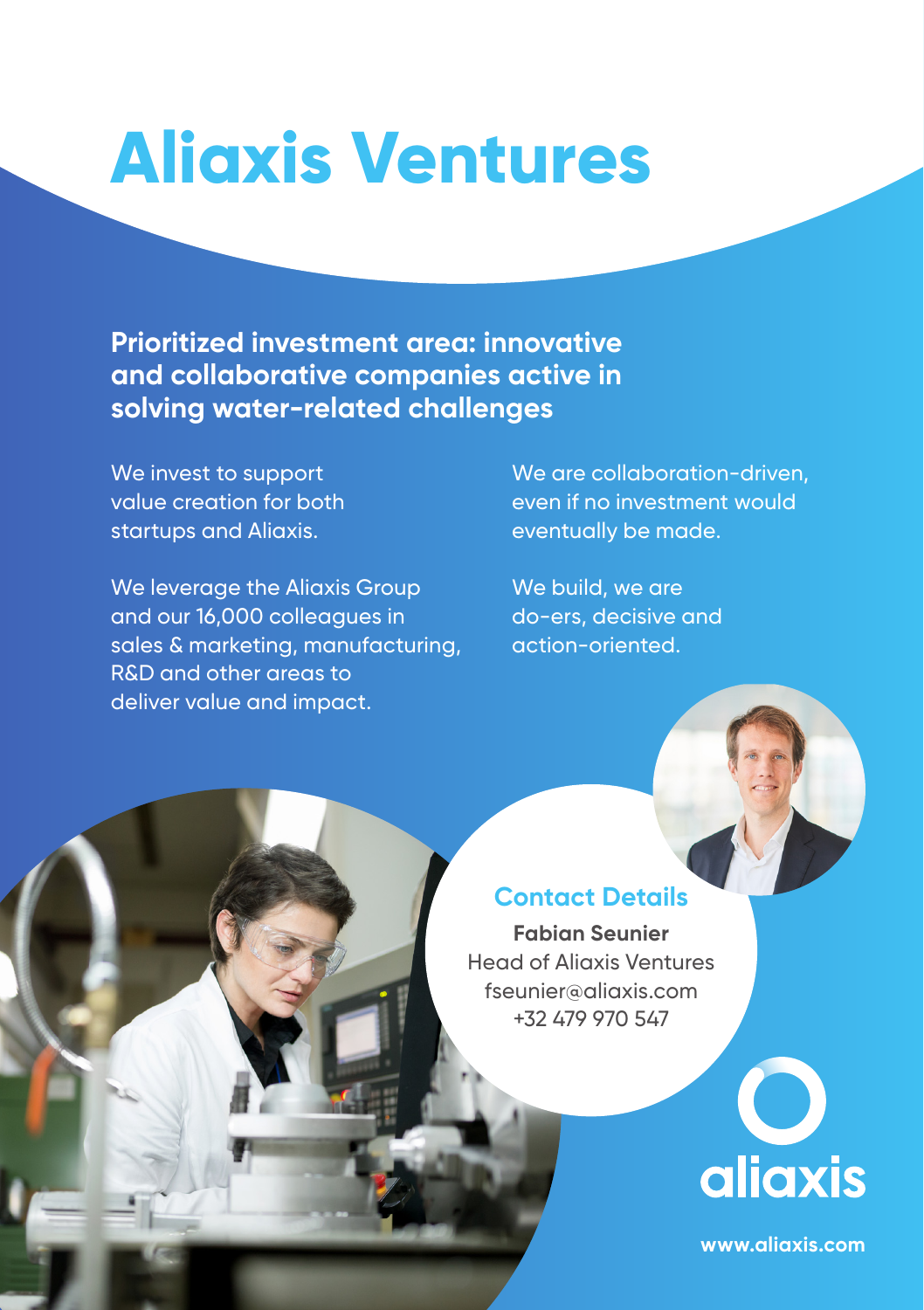# Aliaxis Ventures

**Prioritized investment area: innovative and collaborative companies active in solving water-related challenges**

We invest to support value creation for both startups and Aliaxis.

We leverage the Aliaxis Group and our 16,000 colleagues in sales & marketing, manufacturing, R&D and other areas to deliver value and impact.

We are collaboration-driven, even if no investment would eventually be made.

We build, we are do-ers, decisive and action-oriented.

## Contact Details

**Fabian Seunier**
Head of Aliaxis Ventures
fseunier@aliaxis.com
+32 479 970 547

aliaxis

**www.aliaxis.com**